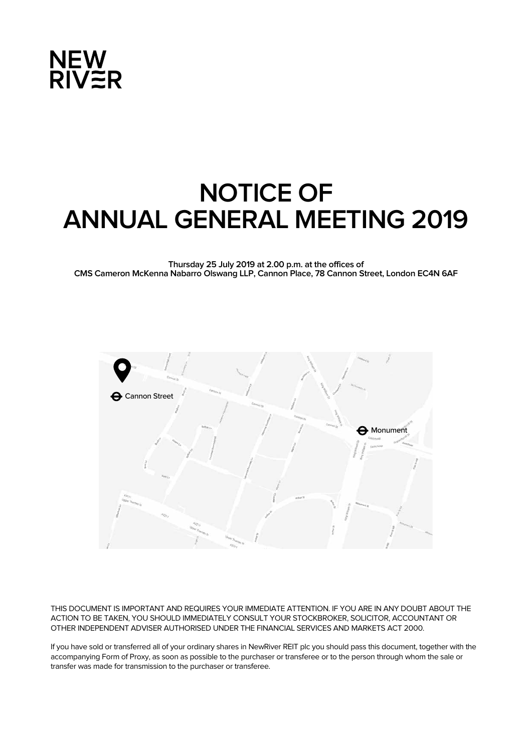NEW RIVER

# NOTICE OF ANNUAL GENERAL MEETING 2019

**Thursday 25 July 2019 at 2.00 p.m. at the offices of CMS Cameron McKenna Nabarro Olswang LLP, Cannon Place, 78 Cannon Street, London EC4N 6AF**

Cannon Street

Monument

THIS DOCUMENT IS IMPORTANT AND REQUIRES YOUR IMMEDIATE ATTENTION. IF YOU ARE IN ANY DOUBT ABOUT THE ACTION TO BE TAKEN, YOU SHOULD IMMEDIATELY CONSULT YOUR STOCKBROKER, SOLICITOR, ACCOUNTANT OR OTHER INDEPENDENT ADVISER AUTHORISED UNDER THE FINANCIAL SERVICES AND MARKETS ACT 2000.

If you have sold or transferred all of your ordinary shares in NewRiver REIT plc you should pass this document, together with the accompanying Form of Proxy, as soon as possible to the purchaser or transferee or to the person through whom the sale or transfer was made for transmission to the purchaser or transferee.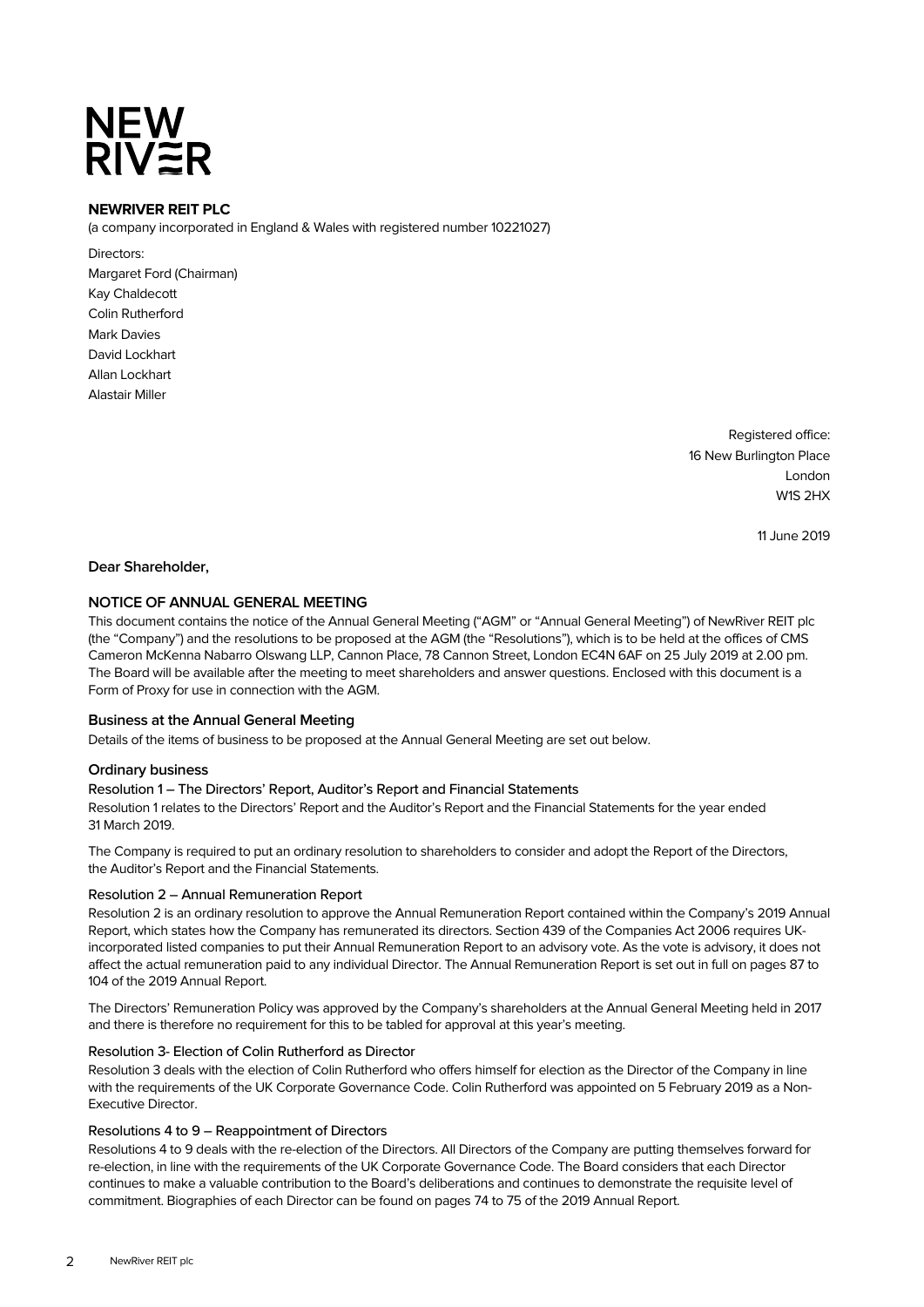NEW RIVER

**NEWRIVER REIT PLC**

(a company incorporated in England & Wales with registered number 10221027)

Directors:
Margaret Ford (Chairman)
Kay Chaldecott
Colin Rutherford
Mark Davies
David Lockhart
Allan Lockhart
Alastair Miller

Registered office:
16 New Burlington Place
London
W1S 2HX

11 June 2019

**Dear Shareholder,**

## NOTICE OF ANNUAL GENERAL MEETING

This document contains the notice of the Annual General Meeting ("AGM" or "Annual General Meeting") of NewRiver REIT plc (the "Company") and the resolutions to be proposed at the AGM (the "Resolutions"), which is to be held at the offices of CMS Cameron McKenna Nabarro Olswang LLP, Cannon Place, 78 Cannon Street, London EC4N 6AF on 25 July 2019 at 2.00 pm. The Board will be available after the meeting to meet shareholders and answer questions. Enclosed with this document is a Form of Proxy for use in connection with the AGM.

### Business at the Annual General Meeting

Details of the items of business to be proposed at the Annual General Meeting are set out below.

### Ordinary business

#### Resolution 1 – The Directors' Report, Auditor's Report and Financial Statements

Resolution 1 relates to the Directors' Report and the Auditor's Report and the Financial Statements for the year ended 31 March 2019.

The Company is required to put an ordinary resolution to shareholders to consider and adopt the Report of the Directors, the Auditor's Report and the Financial Statements.

#### Resolution 2 – Annual Remuneration Report

Resolution 2 is an ordinary resolution to approve the Annual Remuneration Report contained within the Company's 2019 Annual Report, which states how the Company has remunerated its directors. Section 439 of the Companies Act 2006 requires UK-incorporated listed companies to put their Annual Remuneration Report to an advisory vote. As the vote is advisory, it does not affect the actual remuneration paid to any individual Director. The Annual Remuneration Report is set out in full on pages 87 to 104 of the 2019 Annual Report.

The Directors' Remuneration Policy was approved by the Company's shareholders at the Annual General Meeting held in 2017 and there is therefore no requirement for this to be tabled for approval at this year's meeting.

#### Resolution 3- Election of Colin Rutherford as Director

Resolution 3 deals with the election of Colin Rutherford who offers himself for election as the Director of the Company in line with the requirements of the UK Corporate Governance Code. Colin Rutherford was appointed on 5 February 2019 as a Non-Executive Director.

#### Resolutions 4 to 9 – Reappointment of Directors

Resolutions 4 to 9 deals with the re-election of the Directors. All Directors of the Company are putting themselves forward for re-election, in line with the requirements of the UK Corporate Governance Code. The Board considers that each Director continues to make a valuable contribution to the Board's deliberations and continues to demonstrate the requisite level of commitment. Biographies of each Director can be found on pages 74 to 75 of the 2019 Annual Report.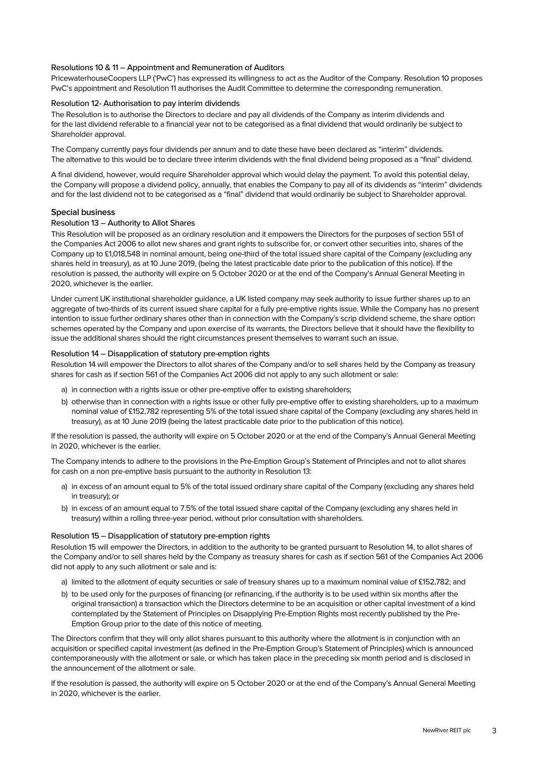### Resolutions 10 & 11 – Appointment and Remuneration of Auditors

PricewaterhouseCoopers LLP ('PwC') has expressed its willingness to act as the Auditor of the Company. Resolution 10 proposes PwC's appointment and Resolution 11 authorises the Audit Committee to determine the corresponding remuneration.

### Resolution 12- Authorisation to pay interim dividends

The Resolution is to authorise the Directors to declare and pay all dividends of the Company as interim dividends and for the last dividend referable to a financial year not to be categorised as a final dividend that would ordinarily be subject to Shareholder approval.

The Company currently pays four dividends per annum and to date these have been declared as "interim" dividends. The alternative to this would be to declare three interim dividends with the final dividend being proposed as a "final" dividend.

A final dividend, however, would require Shareholder approval which would delay the payment. To avoid this potential delay, the Company will propose a dividend policy, annually, that enables the Company to pay all of its dividends as "interim" dividends and for the last dividend not to be categorised as a "final" dividend that would ordinarily be subject to Shareholder approval.

## Special business

### Resolution 13 – Authority to Allot Shares

This Resolution will be proposed as an ordinary resolution and it empowers the Directors for the purposes of section 551 of the Companies Act 2006 to allot new shares and grant rights to subscribe for, or convert other securities into, shares of the Company up to £1,018,548 in nominal amount, being one-third of the total issued share capital of the Company (excluding any shares held in treasury), as at 10 June 2019, (being the latest practicable date prior to the publication of this notice). If the resolution is passed, the authority will expire on 5 October 2020 or at the end of the Company's Annual General Meeting in 2020, whichever is the earlier.

Under current UK institutional shareholder guidance, a UK listed company may seek authority to issue further shares up to an aggregate of two-thirds of its current issued share capital for a fully pre-emptive rights issue. While the Company has no present intention to issue further ordinary shares other than in connection with the Company's scrip dividend scheme, the share option schemes operated by the Company and upon exercise of its warrants, the Directors believe that it should have the flexibility to issue the additional shares should the right circumstances present themselves to warrant such an issue.

### Resolution 14 – Disapplication of statutory pre-emption rights

Resolution 14 will empower the Directors to allot shares of the Company and/or to sell shares held by the Company as treasury shares for cash as if section 561 of the Companies Act 2006 did not apply to any such allotment or sale:

a) in connection with a rights issue or other pre-emptive offer to existing shareholders;
b) otherwise than in connection with a rights issue or other fully pre-emptive offer to existing shareholders, up to a maximum nominal value of £152,782 representing 5% of the total issued share capital of the Company (excluding any shares held in treasury), as at 10 June 2019 (being the latest practicable date prior to the publication of this notice).

If the resolution is passed, the authority will expire on 5 October 2020 or at the end of the Company's Annual General Meeting in 2020, whichever is the earlier.

The Company intends to adhere to the provisions in the Pre-Emption Group's Statement of Principles and not to allot shares for cash on a non pre-emptive basis pursuant to the authority in Resolution 13:

a) in excess of an amount equal to 5% of the total issued ordinary share capital of the Company (excluding any shares held in treasury); or
b) in excess of an amount equal to 7.5% of the total issued share capital of the Company (excluding any shares held in treasury) within a rolling three-year period, without prior consultation with shareholders.

### Resolution 15 – Disapplication of statutory pre-emption rights

Resolution 15 will empower the Directors, in addition to the authority to be granted pursuant to Resolution 14, to allot shares of the Company and/or to sell shares held by the Company as treasury shares for cash as if section 561 of the Companies Act 2006 did not apply to any such allotment or sale and is:

a) limited to the allotment of equity securities or sale of treasury shares up to a maximum nominal value of £152,782; and
b) to be used only for the purposes of financing (or refinancing, if the authority is to be used within six months after the original transaction) a transaction which the Directors determine to be an acquisition or other capital investment of a kind contemplated by the Statement of Principles on Disapplying Pre-Emption Rights most recently published by the Pre-Emption Group prior to the date of this notice of meeting.

The Directors confirm that they will only allot shares pursuant to this authority where the allotment is in conjunction with an acquisition or specified capital investment (as defined in the Pre-Emption Group's Statement of Principles) which is announced contemporaneously with the allotment or sale, or which has taken place in the preceding six month period and is disclosed in the announcement of the allotment or sale.

If the resolution is passed, the authority will expire on 5 October 2020 or at the end of the Company's Annual General Meeting in 2020, whichever is the earlier.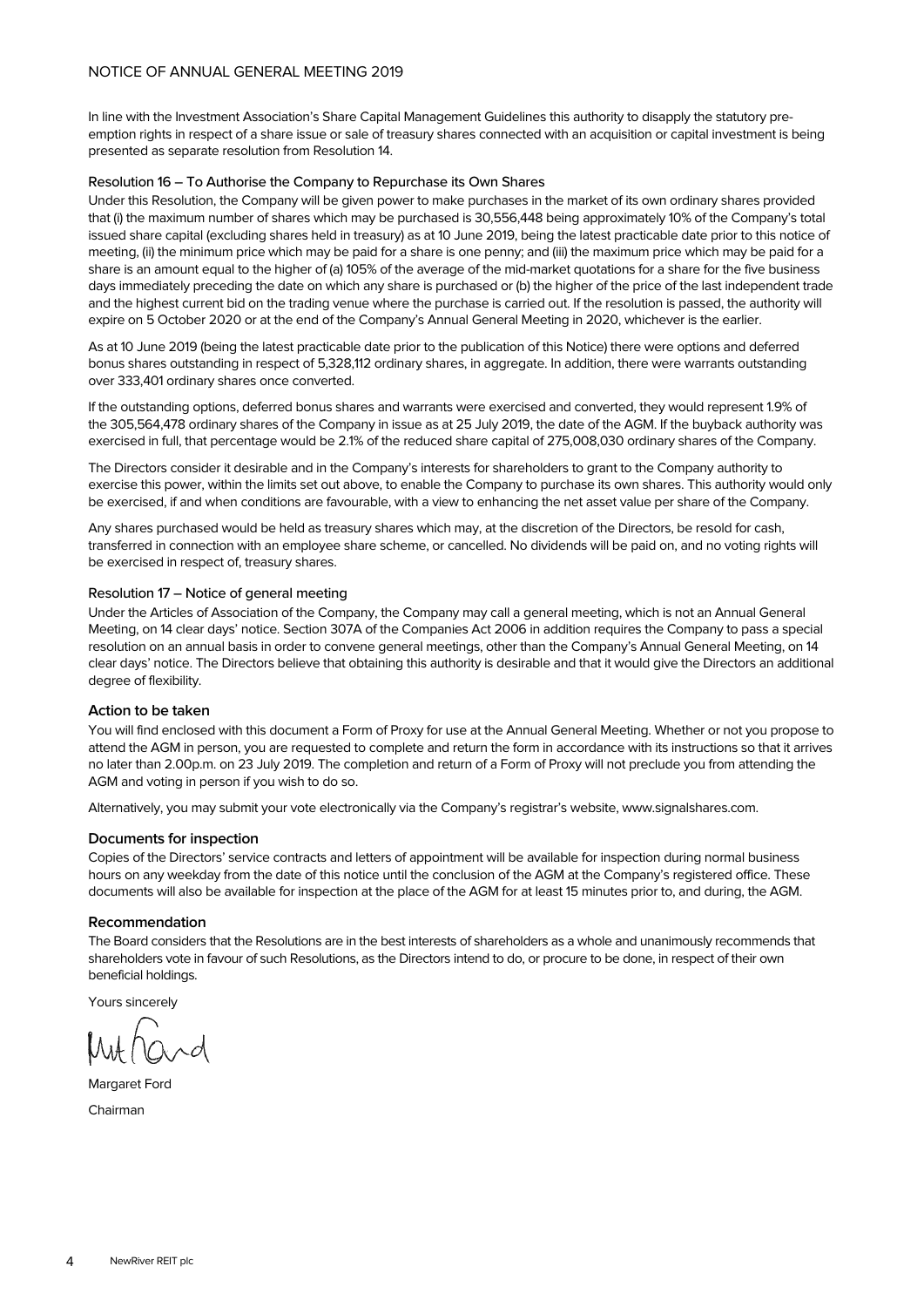In line with the Investment Association's Share Capital Management Guidelines this authority to disapply the statutory pre-emption rights in respect of a share issue or sale of treasury shares connected with an acquisition or capital investment is being presented as separate resolution from Resolution 14.

### Resolution 16 – To Authorise the Company to Repurchase its Own Shares

Under this Resolution, the Company will be given power to make purchases in the market of its own ordinary shares provided that (i) the maximum number of shares which may be purchased is 30,556,448 being approximately 10% of the Company's total issued share capital (excluding shares held in treasury) as at 10 June 2019, being the latest practicable date prior to this notice of meeting, (ii) the minimum price which may be paid for a share is one penny; and (iii) the maximum price which may be paid for a share is an amount equal to the higher of (a) 105% of the average of the mid-market quotations for a share for the five business days immediately preceding the date on which any share is purchased or (b) the higher of the price of the last independent trade and the highest current bid on the trading venue where the purchase is carried out. If the resolution is passed, the authority will expire on 5 October 2020 or at the end of the Company's Annual General Meeting in 2020, whichever is the earlier.

As at 10 June 2019 (being the latest practicable date prior to the publication of this Notice) there were options and deferred bonus shares outstanding in respect of 5,328,112 ordinary shares, in aggregate. In addition, there were warrants outstanding over 333,401 ordinary shares once converted.

If the outstanding options, deferred bonus shares and warrants were exercised and converted, they would represent 1.9% of the 305,564,478 ordinary shares of the Company in issue as at 25 July 2019, the date of the AGM. If the buyback authority was exercised in full, that percentage would be 2.1% of the reduced share capital of 275,008,030 ordinary shares of the Company.

The Directors consider it desirable and in the Company's interests for shareholders to grant to the Company authority to exercise this power, within the limits set out above, to enable the Company to purchase its own shares. This authority would only be exercised, if and when conditions are favourable, with a view to enhancing the net asset value per share of the Company.

Any shares purchased would be held as treasury shares which may, at the discretion of the Directors, be resold for cash, transferred in connection with an employee share scheme, or cancelled. No dividends will be paid on, and no voting rights will be exercised in respect of, treasury shares.

### Resolution 17 – Notice of general meeting

Under the Articles of Association of the Company, the Company may call a general meeting, which is not an Annual General Meeting, on 14 clear days' notice. Section 307A of the Companies Act 2006 in addition requires the Company to pass a special resolution on an annual basis in order to convene general meetings, other than the Company's Annual General Meeting, on 14 clear days' notice. The Directors believe that obtaining this authority is desirable and that it would give the Directors an additional degree of flexibility.

## Action to be taken

You will find enclosed with this document a Form of Proxy for use at the Annual General Meeting. Whether or not you propose to attend the AGM in person, you are requested to complete and return the form in accordance with its instructions so that it arrives no later than 2.00p.m. on 23 July 2019. The completion and return of a Form of Proxy will not preclude you from attending the AGM and voting in person if you wish to do so.

Alternatively, you may submit your vote electronically via the Company's registrar's website, www.signalshares.com.

## Documents for inspection

Copies of the Directors' service contracts and letters of appointment will be available for inspection during normal business hours on any weekday from the date of this notice until the conclusion of the AGM at the Company's registered office. These documents will also be available for inspection at the place of the AGM for at least 15 minutes prior to, and during, the AGM.

## Recommendation

The Board considers that the Resolutions are in the best interests of shareholders as a whole and unanimously recommends that shareholders vote in favour of such Resolutions, as the Directors intend to do, or procure to be done, in respect of their own beneficial holdings.

Yours sincerely

Margaret Ford

Chairman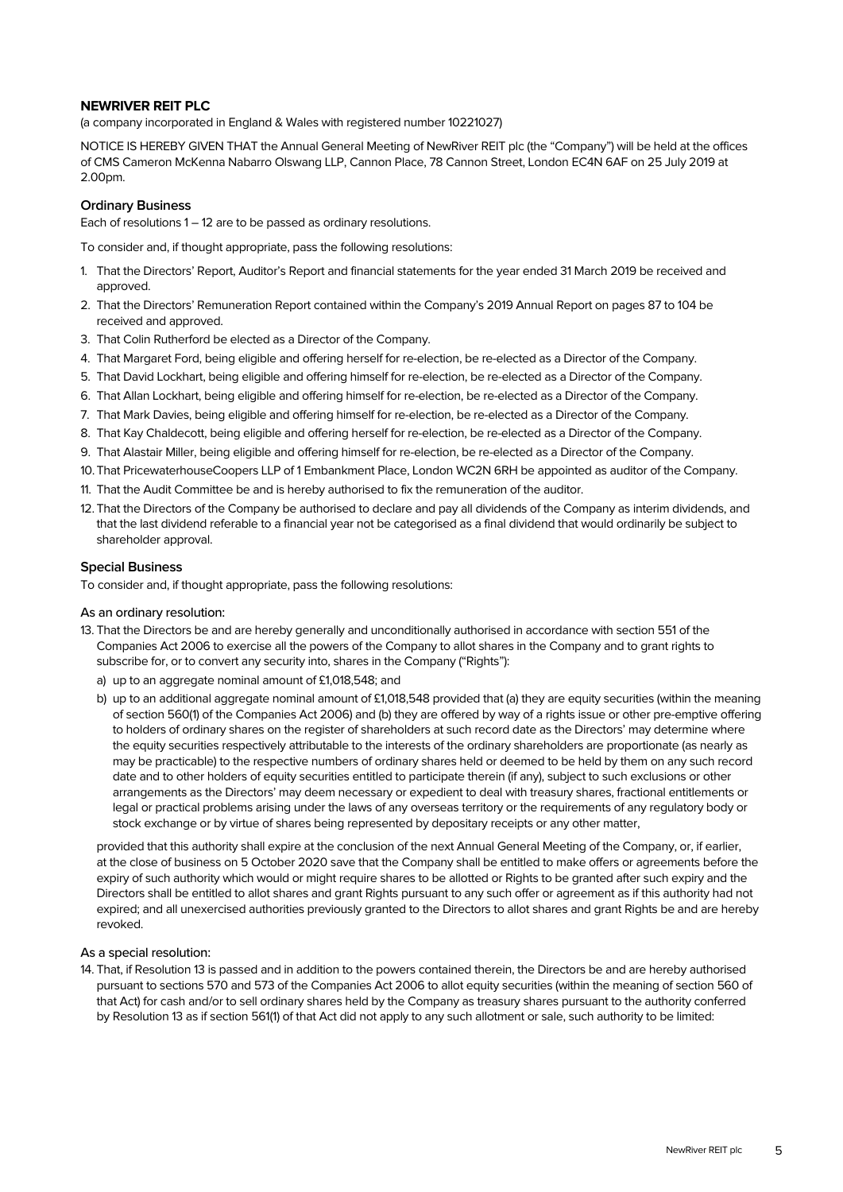**NEWRIVER REIT PLC**

(a company incorporated in England & Wales with registered number 10221027)

NOTICE IS HEREBY GIVEN THAT the Annual General Meeting of NewRiver REIT plc (the "Company") will be held at the offices of CMS Cameron McKenna Nabarro Olswang LLP, Cannon Place, 78 Cannon Street, London EC4N 6AF on 25 July 2019 at 2.00pm.

### Ordinary Business

Each of resolutions 1 – 12 are to be passed as ordinary resolutions.

To consider and, if thought appropriate, pass the following resolutions:

1. That the Directors' Report, Auditor's Report and financial statements for the year ended 31 March 2019 be received and approved.
2. That the Directors' Remuneration Report contained within the Company's 2019 Annual Report on pages 87 to 104 be received and approved.
3. That Colin Rutherford be elected as a Director of the Company.
4. That Margaret Ford, being eligible and offering herself for re-election, be re-elected as a Director of the Company.
5. That David Lockhart, being eligible and offering himself for re-election, be re-elected as a Director of the Company.
6. That Allan Lockhart, being eligible and offering himself for re-election, be re-elected as a Director of the Company.
7. That Mark Davies, being eligible and offering himself for re-election, be re-elected as a Director of the Company.
8. That Kay Chaldecott, being eligible and offering herself for re-election, be re-elected as a Director of the Company.
9. That Alastair Miller, being eligible and offering himself for re-election, be re-elected as a Director of the Company.
10. That PricewaterhouseCoopers LLP of 1 Embankment Place, London WC2N 6RH be appointed as auditor of the Company.
11. That the Audit Committee be and is hereby authorised to fix the remuneration of the auditor.
12. That the Directors of the Company be authorised to declare and pay all dividends of the Company as interim dividends, and that the last dividend referable to a financial year not be categorised as a final dividend that would ordinarily be subject to shareholder approval.

### Special Business

To consider and, if thought appropriate, pass the following resolutions:

#### As an ordinary resolution:

13. That the Directors be and are hereby generally and unconditionally authorised in accordance with section 551 of the Companies Act 2006 to exercise all the powers of the Company to allot shares in the Company and to grant rights to subscribe for, or to convert any security into, shares in the Company ("Rights"):

    a) up to an aggregate nominal amount of £1,018,548; and

    b) up to an additional aggregate nominal amount of £1,018,548 provided that (a) they are equity securities (within the meaning of section 560(1) of the Companies Act 2006) and (b) they are offered by way of a rights issue or other pre-emptive offering to holders of ordinary shares on the register of shareholders at such record date as the Directors' may determine where the equity securities respectively attributable to the interests of the ordinary shareholders are proportionate (as nearly as may be practicable) to the respective numbers of ordinary shares held or deemed to be held by them on any such record date and to other holders of equity securities entitled to participate therein (if any), subject to such exclusions or other arrangements as the Directors' may deem necessary or expedient to deal with treasury shares, fractional entitlements or legal or practical problems arising under the laws of any overseas territory or the requirements of any regulatory body or stock exchange or by virtue of shares being represented by depositary receipts or any other matter,

    provided that this authority shall expire at the conclusion of the next Annual General Meeting of the Company, or, if earlier, at the close of business on 5 October 2020 save that the Company shall be entitled to make offers or agreements before the expiry of such authority which would or might require shares to be allotted or Rights to be granted after such expiry and the Directors shall be entitled to allot shares and grant Rights pursuant to any such offer or agreement as if this authority had not expired; and all unexercised authorities previously granted to the Directors to allot shares and grant Rights be and are hereby revoked.

#### As a special resolution:

14. That, if Resolution 13 is passed and in addition to the powers contained therein, the Directors be and are hereby authorised pursuant to sections 570 and 573 of the Companies Act 2006 to allot equity securities (within the meaning of section 560 of that Act) for cash and/or to sell ordinary shares held by the Company as treasury shares pursuant to the authority conferred by Resolution 13 as if section 561(1) of that Act did not apply to any such allotment or sale, such authority to be limited: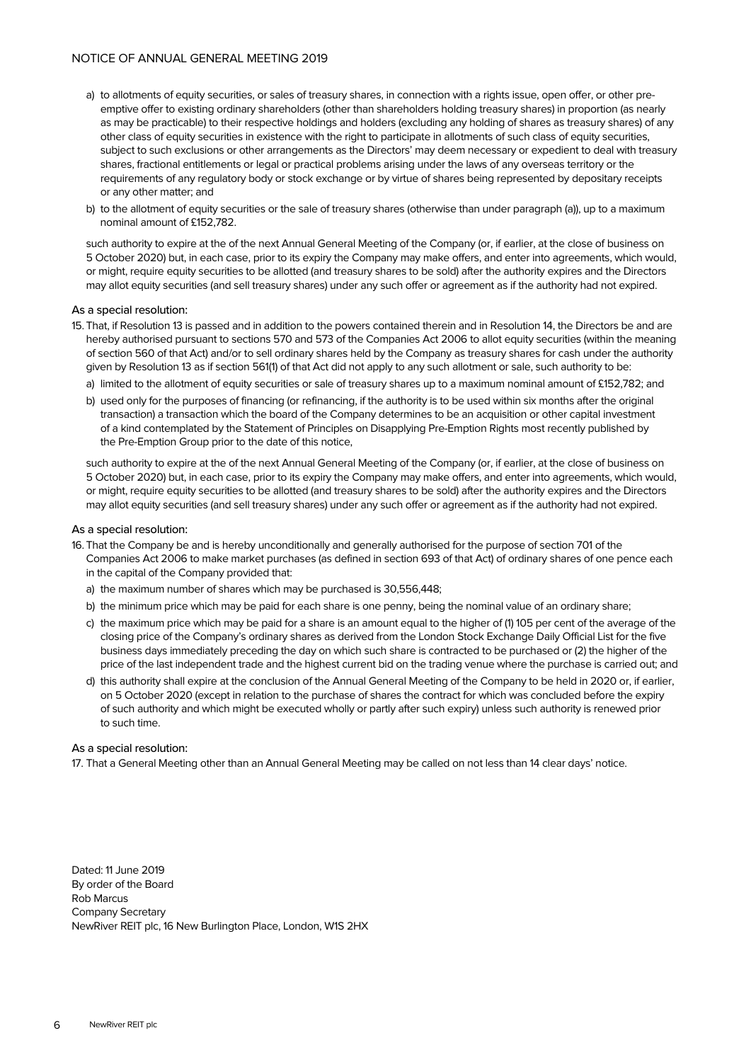a) to allotments of equity securities, or sales of treasury shares, in connection with a rights issue, open offer, or other pre-emptive offer to existing ordinary shareholders (other than shareholders holding treasury shares) in proportion (as nearly as may be practicable) to their respective holdings and holders (excluding any holding of shares as treasury shares) of any other class of equity securities in existence with the right to participate in allotments of such class of equity securities, subject to such exclusions or other arrangements as the Directors' may deem necessary or expedient to deal with treasury shares, fractional entitlements or legal or practical problems arising under the laws of any overseas territory or the requirements of any regulatory body or stock exchange or by virtue of shares being represented by depositary receipts or any other matter; and

b) to the allotment of equity securities or the sale of treasury shares (otherwise than under paragraph (a)), up to a maximum nominal amount of £152,782.

such authority to expire at the of the next Annual General Meeting of the Company (or, if earlier, at the close of business on 5 October 2020) but, in each case, prior to its expiry the Company may make offers, and enter into agreements, which would, or might, require equity securities to be allotted (and treasury shares to be sold) after the authority expires and the Directors may allot equity securities (and sell treasury shares) under any such offer or agreement as if the authority had not expired.

As a special resolution:

15. That, if Resolution 13 is passed and in addition to the powers contained therein and in Resolution 14, the Directors be and are hereby authorised pursuant to sections 570 and 573 of the Companies Act 2006 to allot equity securities (within the meaning of section 560 of that Act) and/or to sell ordinary shares held by the Company as treasury shares for cash under the authority given by Resolution 13 as if section 561(1) of that Act did not apply to any such allotment or sale, such authority to be:

   a) limited to the allotment of equity securities or sale of treasury shares up to a maximum nominal amount of £152,782; and

   b) used only for the purposes of financing (or refinancing, if the authority is to be used within six months after the original transaction) a transaction which the board of the Company determines to be an acquisition or other capital investment of a kind contemplated by the Statement of Principles on Disapplying Pre-Emption Rights most recently published by the Pre-Emption Group prior to the date of this notice,

   such authority to expire at the of the next Annual General Meeting of the Company (or, if earlier, at the close of business on 5 October 2020) but, in each case, prior to its expiry the Company may make offers, and enter into agreements, which would, or might, require equity securities to be allotted (and treasury shares to be sold) after the authority expires and the Directors may allot equity securities (and sell treasury shares) under any such offer or agreement as if the authority had not expired.

As a special resolution:

16. That the Company be and is hereby unconditionally and generally authorised for the purpose of section 701 of the Companies Act 2006 to make market purchases (as defined in section 693 of that Act) of ordinary shares of one pence each in the capital of the Company provided that:

   a) the maximum number of shares which may be purchased is 30,556,448;

   b) the minimum price which may be paid for each share is one penny, being the nominal value of an ordinary share;

   c) the maximum price which may be paid for a share is an amount equal to the higher of (1) 105 per cent of the average of the closing price of the Company's ordinary shares as derived from the London Stock Exchange Daily Official List for the five business days immediately preceding the day on which such share is contracted to be purchased or (2) the higher of the price of the last independent trade and the highest current bid on the trading venue where the purchase is carried out; and

   d) this authority shall expire at the conclusion of the Annual General Meeting of the Company to be held in 2020 or, if earlier, on 5 October 2020 (except in relation to the purchase of shares the contract for which was concluded before the expiry of such authority and which might be executed wholly or partly after such expiry) unless such authority is renewed prior to such time.

As a special resolution:

17. That a General Meeting other than an Annual General Meeting may be called on not less than 14 clear days' notice.

Dated: 11 June 2019
By order of the Board
Rob Marcus
Company Secretary
NewRiver REIT plc, 16 New Burlington Place, London, W1S 2HX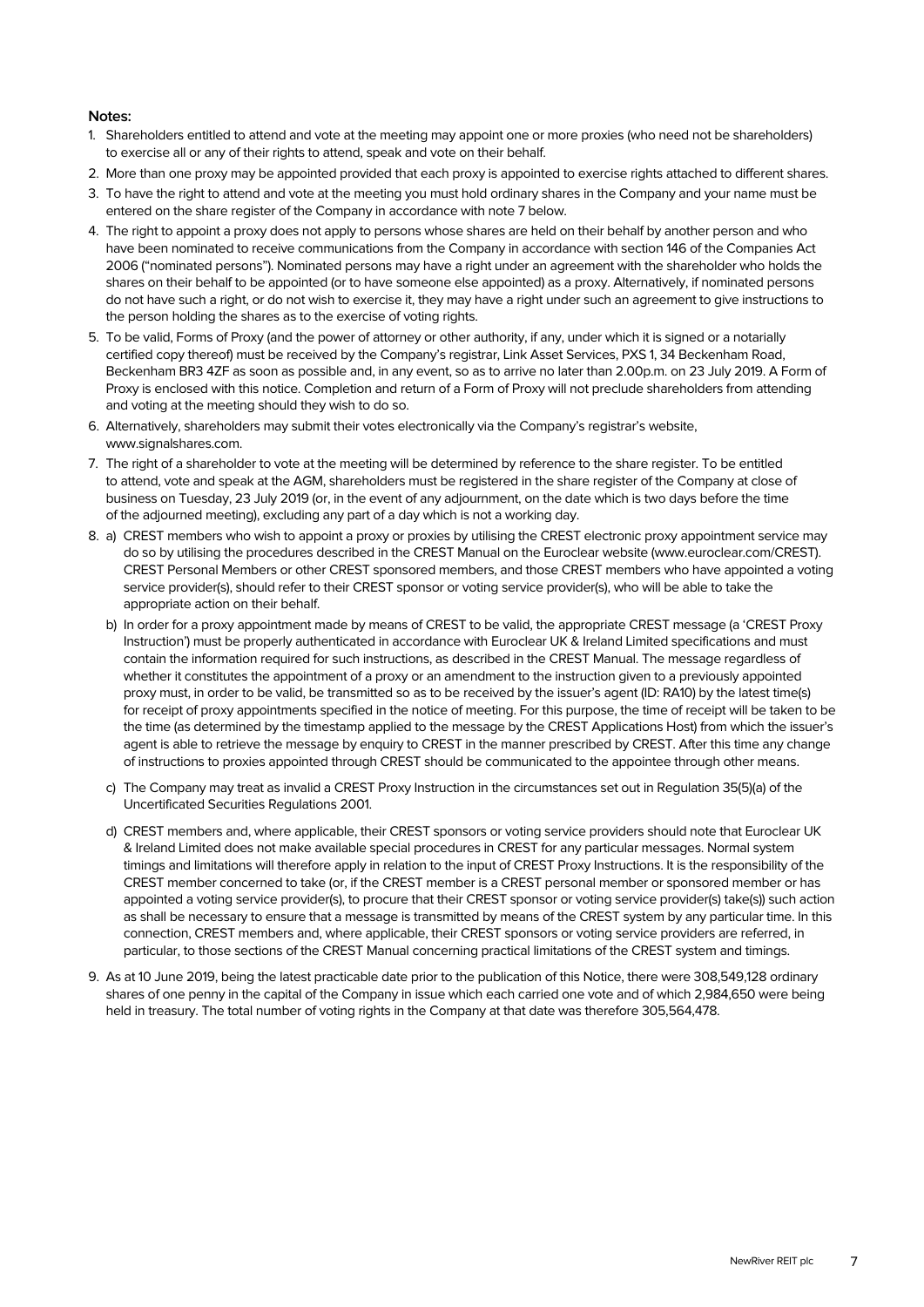**Notes:**

1. Shareholders entitled to attend and vote at the meeting may appoint one or more proxies (who need not be shareholders) to exercise all or any of their rights to attend, speak and vote on their behalf.
2. More than one proxy may be appointed provided that each proxy is appointed to exercise rights attached to different shares.
3. To have the right to attend and vote at the meeting you must hold ordinary shares in the Company and your name must be entered on the share register of the Company in accordance with note 7 below.
4. The right to appoint a proxy does not apply to persons whose shares are held on their behalf by another person and who have been nominated to receive communications from the Company in accordance with section 146 of the Companies Act 2006 ("nominated persons"). Nominated persons may have a right under an agreement with the shareholder who holds the shares on their behalf to be appointed (or to have someone else appointed) as a proxy. Alternatively, if nominated persons do not have such a right, or do not wish to exercise it, they may have a right under such an agreement to give instructions to the person holding the shares as to the exercise of voting rights.
5. To be valid, Forms of Proxy (and the power of attorney or other authority, if any, under which it is signed or a notarially certified copy thereof) must be received by the Company's registrar, Link Asset Services, PXS 1, 34 Beckenham Road, Beckenham BR3 4ZF as soon as possible and, in any event, so as to arrive no later than 2.00p.m. on 23 July 2019. A Form of Proxy is enclosed with this notice. Completion and return of a Form of Proxy will not preclude shareholders from attending and voting at the meeting should they wish to do so.
6. Alternatively, shareholders may submit their votes electronically via the Company's registrar's website, www.signalshares.com.
7. The right of a shareholder to vote at the meeting will be determined by reference to the share register. To be entitled to attend, vote and speak at the AGM, shareholders must be registered in the share register of the Company at close of business on Tuesday, 23 July 2019 (or, in the event of any adjournment, on the date which is two days before the time of the adjourned meeting), excluding any part of a day which is not a working day.
8. a) CREST members who wish to appoint a proxy or proxies by utilising the CREST electronic proxy appointment service may do so by utilising the procedures described in the CREST Manual on the Euroclear website (www.euroclear.com/CREST). CREST Personal Members or other CREST sponsored members, and those CREST members who have appointed a voting service provider(s), should refer to their CREST sponsor or voting service provider(s), who will be able to take the appropriate action on their behalf.

   b) In order for a proxy appointment made by means of CREST to be valid, the appropriate CREST message (a 'CREST Proxy Instruction') must be properly authenticated in accordance with Euroclear UK & Ireland Limited specifications and must contain the information required for such instructions, as described in the CREST Manual. The message regardless of whether it constitutes the appointment of a proxy or an amendment to the instruction given to a previously appointed proxy must, in order to be valid, be transmitted so as to be received by the issuer's agent (ID: RA10) by the latest time(s) for receipt of proxy appointments specified in the notice of meeting. For this purpose, the time of receipt will be taken to be the time (as determined by the timestamp applied to the message by the CREST Applications Host) from which the issuer's agent is able to retrieve the message by enquiry to CREST in the manner prescribed by CREST. After this time any change of instructions to proxies appointed through CREST should be communicated to the appointee through other means.

   c) The Company may treat as invalid a CREST Proxy Instruction in the circumstances set out in Regulation 35(5)(a) of the Uncertificated Securities Regulations 2001.

   d) CREST members and, where applicable, their CREST sponsors or voting service providers should note that Euroclear UK & Ireland Limited does not make available special procedures in CREST for any particular messages. Normal system timings and limitations will therefore apply in relation to the input of CREST Proxy Instructions. It is the responsibility of the CREST member concerned to take (or, if the CREST member is a CREST personal member or sponsored member or has appointed a voting service provider(s), to procure that their CREST sponsor or voting service provider(s) take(s)) such action as shall be necessary to ensure that a message is transmitted by means of the CREST system by any particular time. In this connection, CREST members and, where applicable, their CREST sponsors or voting service providers are referred, in particular, to those sections of the CREST Manual concerning practical limitations of the CREST system and timings.
9. As at 10 June 2019, being the latest practicable date prior to the publication of this Notice, there were 308,549,128 ordinary shares of one penny in the capital of the Company in issue which each carried one vote and of which 2,984,650 were being held in treasury. The total number of voting rights in the Company at that date was therefore 305,564,478.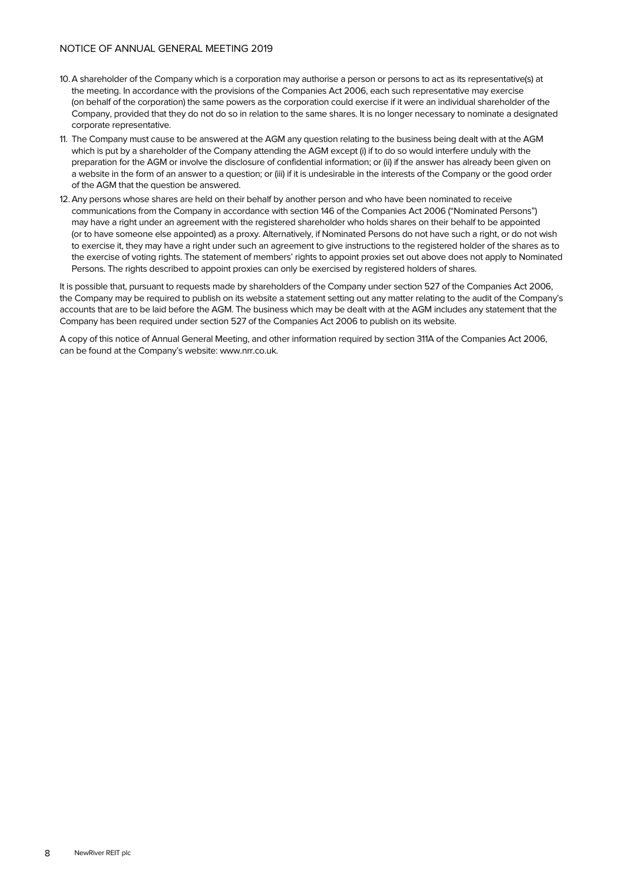10. A shareholder of the Company which is a corporation may authorise a person or persons to act as its representative(s) at the meeting. In accordance with the provisions of the Companies Act 2006, each such representative may exercise (on behalf of the corporation) the same powers as the corporation could exercise if it were an individual shareholder of the Company, provided that they do not do so in relation to the same shares. It is no longer necessary to nominate a designated corporate representative.
11. The Company must cause to be answered at the AGM any question relating to the business being dealt with at the AGM which is put by a shareholder of the Company attending the AGM except (i) if to do so would interfere unduly with the preparation for the AGM or involve the disclosure of confidential information; or (ii) if the answer has already been given on a website in the form of an answer to a question; or (iii) if it is undesirable in the interests of the Company or the good order of the AGM that the question be answered.
12. Any persons whose shares are held on their behalf by another person and who have been nominated to receive communications from the Company in accordance with section 146 of the Companies Act 2006 ("Nominated Persons") may have a right under an agreement with the registered shareholder who holds shares on their behalf to be appointed (or to have someone else appointed) as a proxy. Alternatively, if Nominated Persons do not have such a right, or do not wish to exercise it, they may have a right under such an agreement to give instructions to the registered holder of the shares as to the exercise of voting rights. The statement of members' rights to appoint proxies set out above does not apply to Nominated Persons. The rights described to appoint proxies can only be exercised by registered holders of shares.

It is possible that, pursuant to requests made by shareholders of the Company under section 527 of the Companies Act 2006, the Company may be required to publish on its website a statement setting out any matter relating to the audit of the Company's accounts that are to be laid before the AGM. The business which may be dealt with at the AGM includes any statement that the Company has been required under section 527 of the Companies Act 2006 to publish on its website.

A copy of this notice of Annual General Meeting, and other information required by section 311A of the Companies Act 2006, can be found at the Company's website: www.nrr.co.uk.